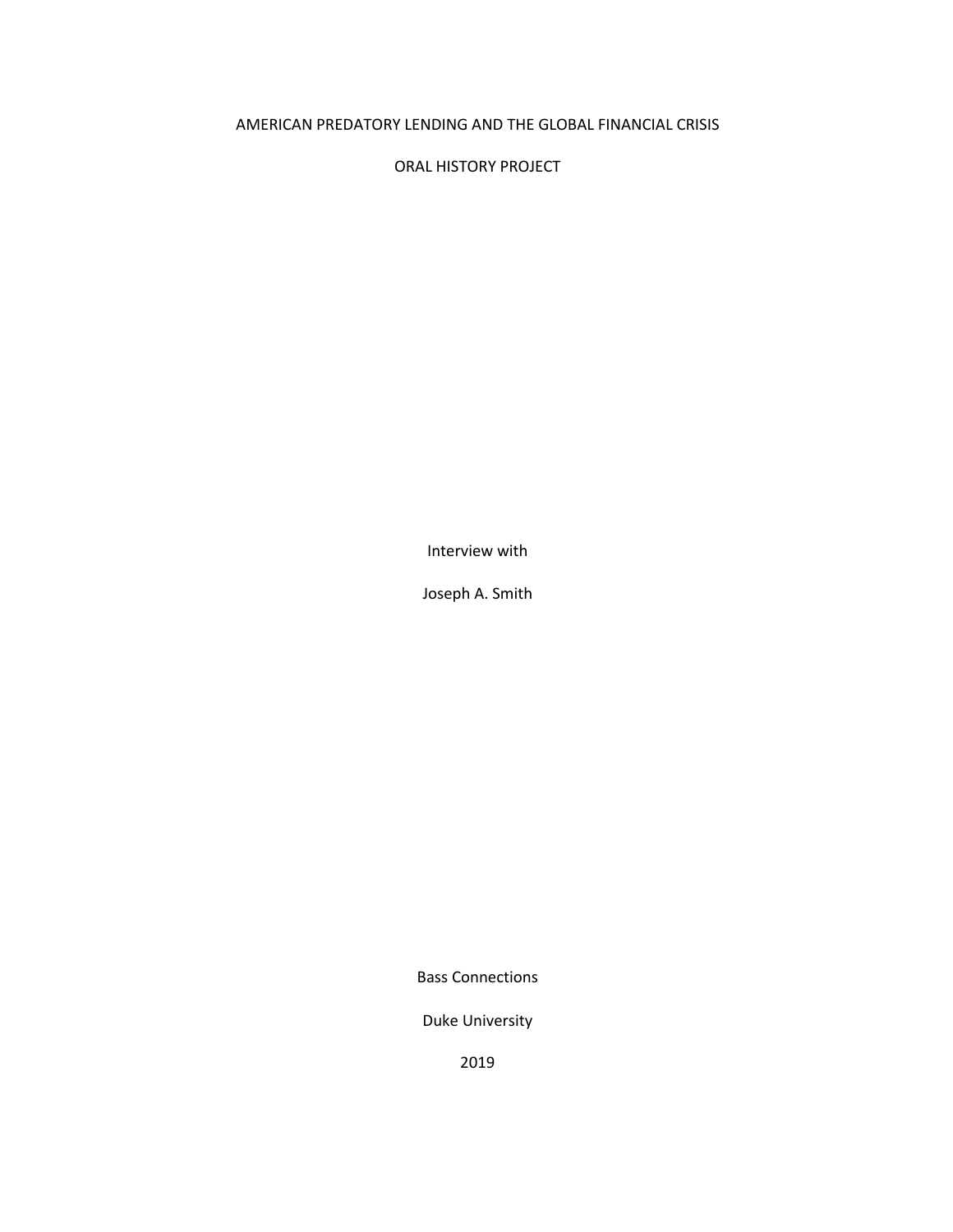# AMERICAN PREDATORY LENDING AND THE GLOBAL FINANCIAL CRISIS

## ORAL HISTORY PROJECT

Interview with

Joseph A. Smith

Bass Connections

Duke University

2019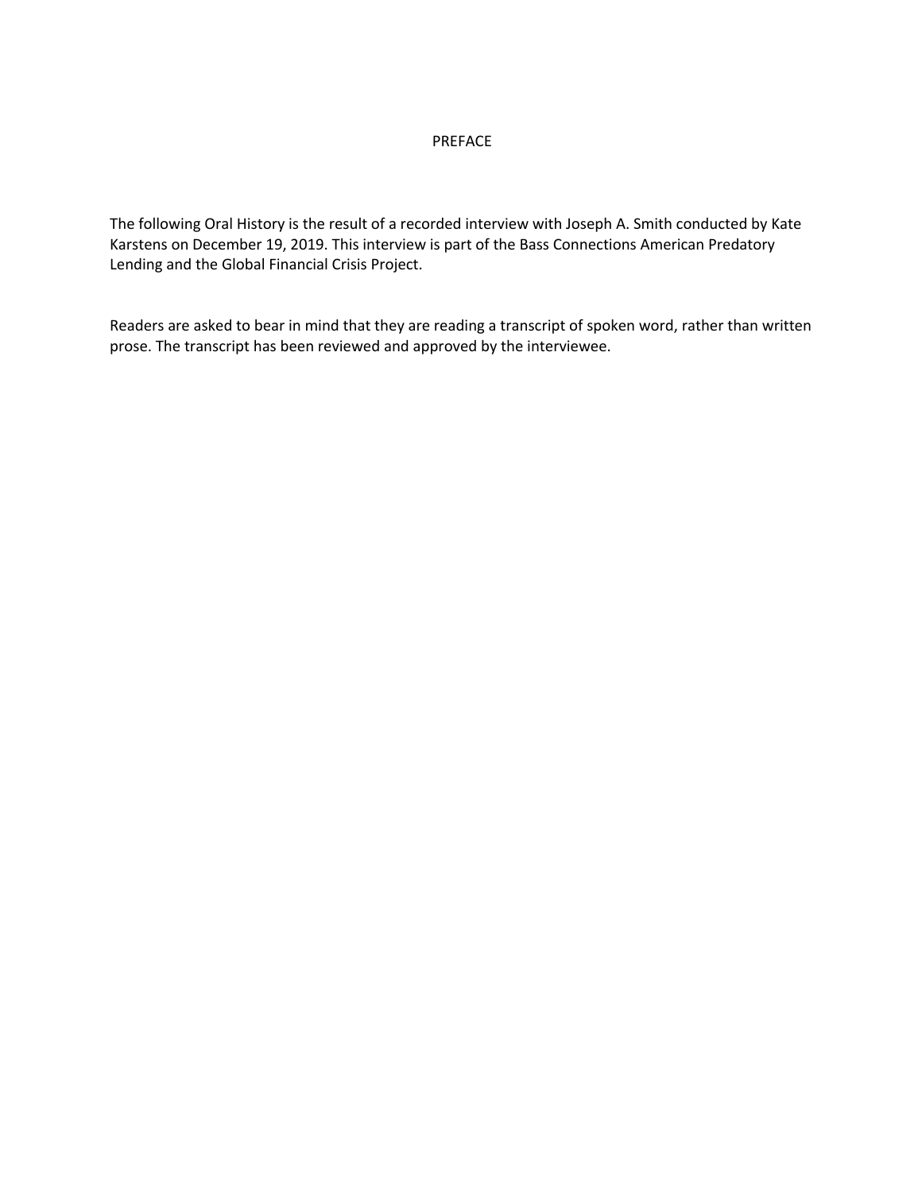# PREFACE

The following Oral History is the result of a recorded interview with Joseph A. Smith conducted by Kate Karstens on December 19, 2019. This interview is part of the Bass Connections American Predatory Lending and the Global Financial Crisis Project.

Readers are asked to bear in mind that they are reading a transcript of spoken word, rather than written prose. The transcript has been reviewed and approved by the interviewee.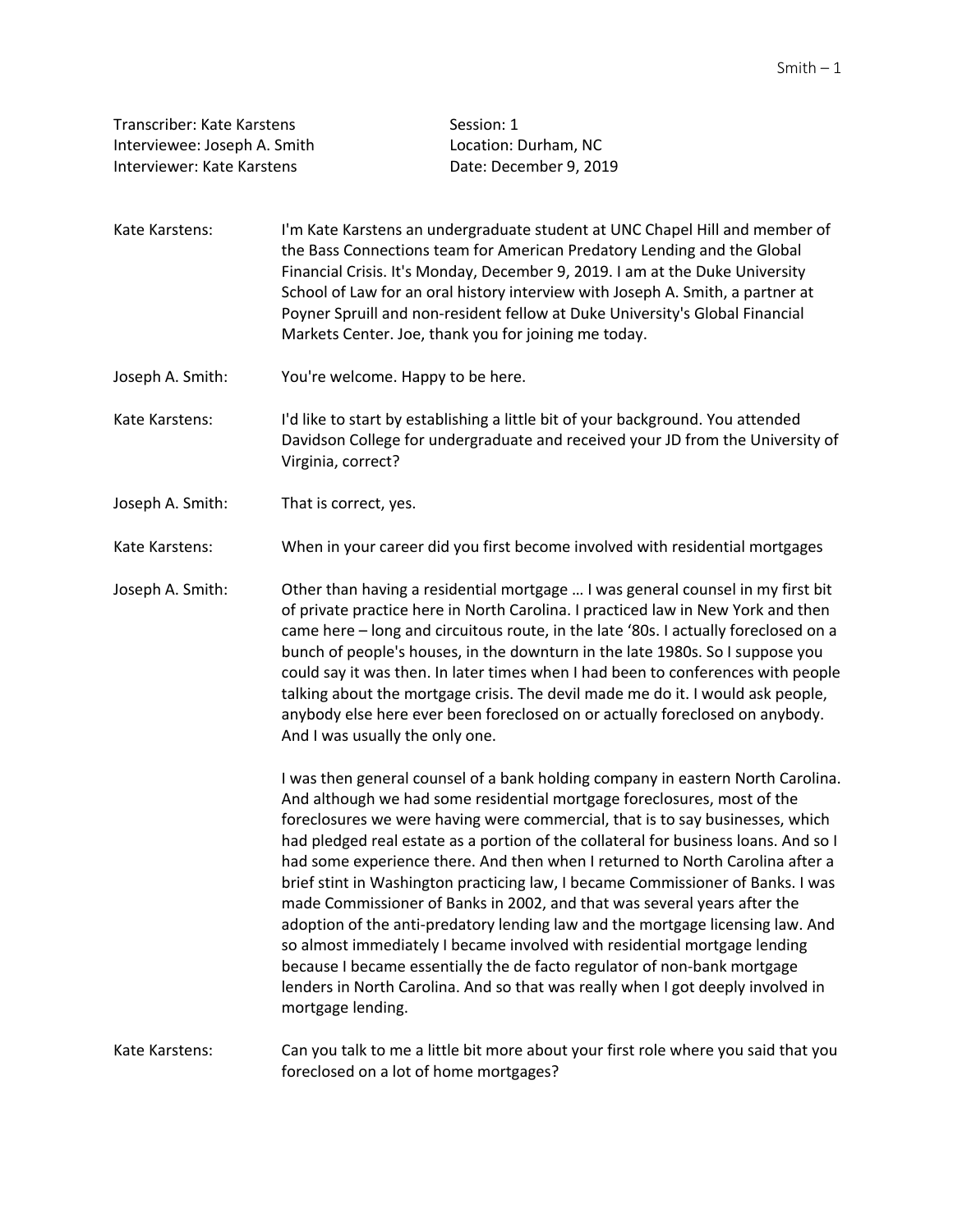Transcriber: Kate Karstens  
Interviewee: Joseph A. Smith  
Interviewer: Kate Karstens  

Session: 1  
Location: Durham, NC  
Date: December 9, 2019

**Kate Karstens:** I'm Kate Karstens an undergraduate student at UNC Chapel Hill and member of the Bass Connections team for American Predatory Lending and the Global Financial Crisis. It's Monday, December 9, 2019. I am at the Duke University School of Law for an oral history interview with Joseph A. Smith, a partner at Poyner Spruill and non-resident fellow at Duke University's Global Financial Markets Center. Joe, thank you for joining me today.

**Joseph A. Smith:** You're welcome. Happy to be here.

**Kate Karstens:** I'd like to start by establishing a little bit of your background. You attended Davidson College for undergraduate and received your JD from the University of Virginia, correct?

**Joseph A. Smith:** That is correct, yes.

**Kate Karstens:** When in your career did you first become involved with residential mortgages

**Joseph A. Smith:** Other than having a residential mortgage … I was general counsel in my first bit of private practice here in North Carolina. I practiced law in New York and then came here – long and circuitous route, in the late '80s. I actually foreclosed on a bunch of people's houses, in the downturn in the late 1980s. So I suppose you could say it was then. In later times when I had been to conferences with people talking about the mortgage crisis. The devil made me do it. I would ask people, anybody else here ever been foreclosed on or actually foreclosed on anybody. And I was usually the only one.

I was then general counsel of a bank holding company in eastern North Carolina. And although we had some residential mortgage foreclosures, most of the foreclosures we were having were commercial, that is to say businesses, which had pledged real estate as a portion of the collateral for business loans. And so I had some experience there. And then when I returned to North Carolina after a brief stint in Washington practicing law, I became Commissioner of Banks. I was made Commissioner of Banks in 2002, and that was several years after the adoption of the anti-predatory lending law and the mortgage licensing law. And so almost immediately I became involved with residential mortgage lending because I became essentially the de facto regulator of non-bank mortgage lenders in North Carolina. And so that was really when I got deeply involved in mortgage lending.

**Kate Karstens:** Can you talk to me a little bit more about your first role where you said that you foreclosed on a lot of home mortgages?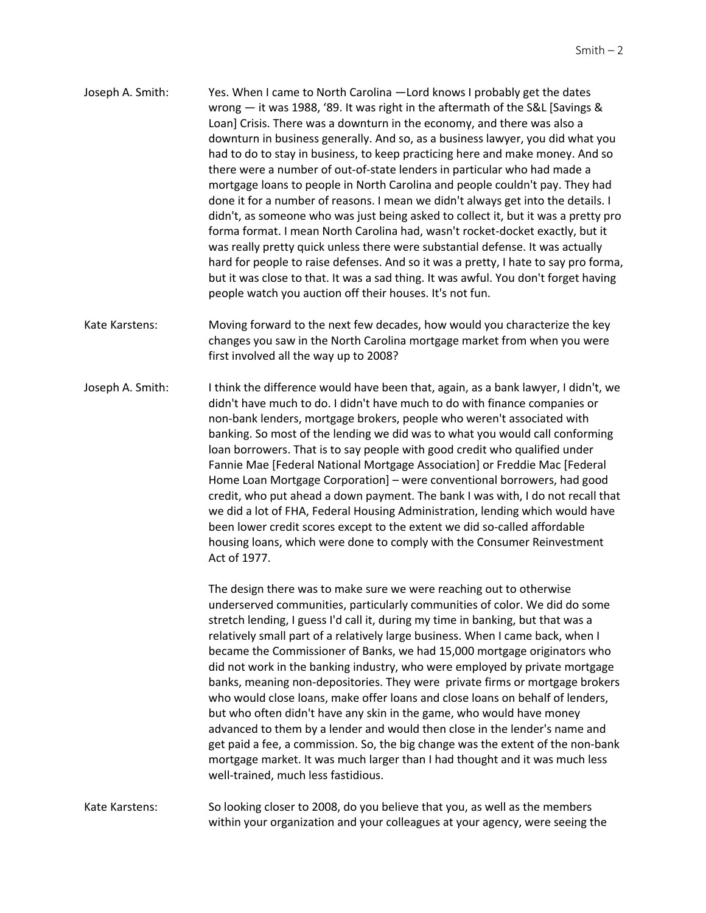**Joseph A. Smith:** Yes. When I came to North Carolina —Lord knows I probably get the dates wrong — it was 1988, '89. It was right in the aftermath of the S&L [Savings & Loan] Crisis. There was a downturn in the economy, and there was also a downturn in business generally. And so, as a business lawyer, you did what you had to do to stay in business, to keep practicing here and make money. And so there were a number of out-of-state lenders in particular who had made a mortgage loans to people in North Carolina and people couldn't pay. They had done it for a number of reasons. I mean we didn't always get into the details. I didn't, as someone who was just being asked to collect it, but it was a pretty pro forma format. I mean North Carolina had, wasn't rocket-docket exactly, but it was really pretty quick unless there were substantial defense. It was actually hard for people to raise defenses. And so it was a pretty, I hate to say pro forma, but it was close to that. It was a sad thing. It was awful. You don't forget having people watch you auction off their houses. It's not fun.

**Kate Karstens:** Moving forward to the next few decades, how would you characterize the key changes you saw in the North Carolina mortgage market from when you were first involved all the way up to 2008?

**Joseph A. Smith:** I think the difference would have been that, again, as a bank lawyer, I didn't, we didn't have much to do. I didn't have much to do with finance companies or non-bank lenders, mortgage brokers, people who weren't associated with banking. So most of the lending we did was to what you would call conforming loan borrowers. That is to say people with good credit who qualified under Fannie Mae [Federal National Mortgage Association] or Freddie Mac [Federal Home Loan Mortgage Corporation] – were conventional borrowers, had good credit, who put ahead a down payment. The bank I was with, I do not recall that we did a lot of FHA, Federal Housing Administration, lending which would have been lower credit scores except to the extent we did so-called affordable housing loans, which were done to comply with the Consumer Reinvestment Act of 1977.

The design there was to make sure we were reaching out to otherwise underserved communities, particularly communities of color. We did do some stretch lending, I guess I'd call it, during my time in banking, but that was a relatively small part of a relatively large business. When I came back, when I became the Commissioner of Banks, we had 15,000 mortgage originators who did not work in the banking industry, who were employed by private mortgage banks, meaning non-depositories. They were private firms or mortgage brokers who would close loans, make offer loans and close loans on behalf of lenders, but who often didn't have any skin in the game, who would have money advanced to them by a lender and would then close in the lender's name and get paid a fee, a commission. So, the big change was the extent of the non-bank mortgage market. It was much larger than I had thought and it was much less well-trained, much less fastidious.

**Kate Karstens:** So looking closer to 2008, do you believe that you, as well as the members within your organization and your colleagues at your agency, were seeing the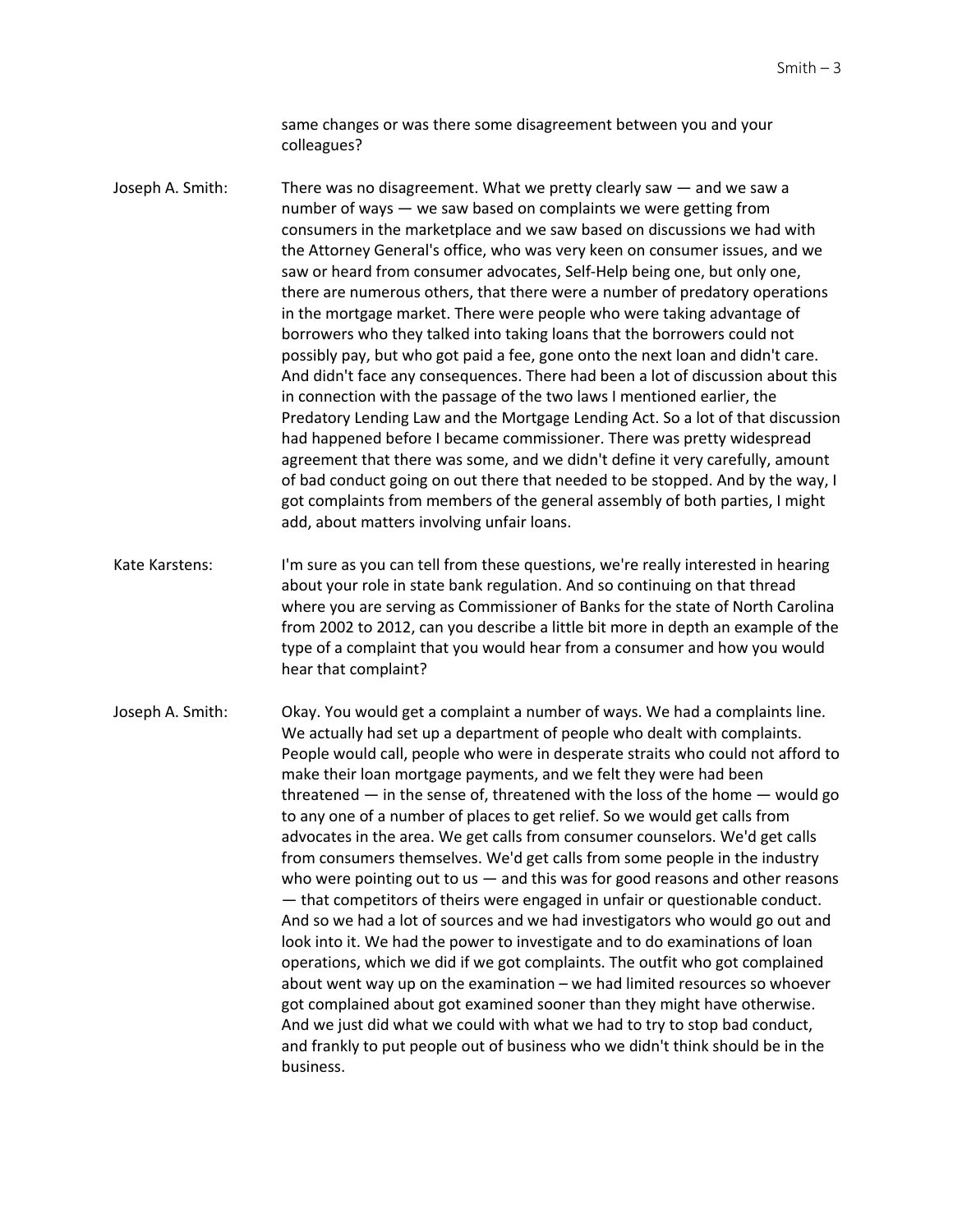same changes or was there some disagreement between you and your colleagues?

Joseph A. Smith: There was no disagreement. What we pretty clearly saw — and we saw a number of ways — we saw based on complaints we were getting from consumers in the marketplace and we saw based on discussions we had with the Attorney General's office, who was very keen on consumer issues, and we saw or heard from consumer advocates, Self-Help being one, but only one, there are numerous others, that there were a number of predatory operations in the mortgage market. There were people who were taking advantage of borrowers who they talked into taking loans that the borrowers could not possibly pay, but who got paid a fee, gone onto the next loan and didn't care. And didn't face any consequences. There had been a lot of discussion about this in connection with the passage of the two laws I mentioned earlier, the Predatory Lending Law and the Mortgage Lending Act. So a lot of that discussion had happened before I became commissioner. There was pretty widespread agreement that there was some, and we didn't define it very carefully, amount of bad conduct going on out there that needed to be stopped. And by the way, I got complaints from members of the general assembly of both parties, I might add, about matters involving unfair loans.

Kate Karstens: I'm sure as you can tell from these questions, we're really interested in hearing about your role in state bank regulation. And so continuing on that thread where you are serving as Commissioner of Banks for the state of North Carolina from 2002 to 2012, can you describe a little bit more in depth an example of the type of a complaint that you would hear from a consumer and how you would hear that complaint?

Joseph A. Smith: Okay. You would get a complaint a number of ways. We had a complaints line. We actually had set up a department of people who dealt with complaints. People would call, people who were in desperate straits who could not afford to make their loan mortgage payments, and we felt they were had been threatened — in the sense of, threatened with the loss of the home — would go to any one of a number of places to get relief. So we would get calls from advocates in the area. We get calls from consumer counselors. We'd get calls from consumers themselves. We'd get calls from some people in the industry who were pointing out to us — and this was for good reasons and other reasons — that competitors of theirs were engaged in unfair or questionable conduct. And so we had a lot of sources and we had investigators who would go out and look into it. We had the power to investigate and to do examinations of loan operations, which we did if we got complaints. The outfit who got complained about went way up on the examination – we had limited resources so whoever got complained about got examined sooner than they might have otherwise. And we just did what we could with what we had to try to stop bad conduct, and frankly to put people out of business who we didn't think should be in the business.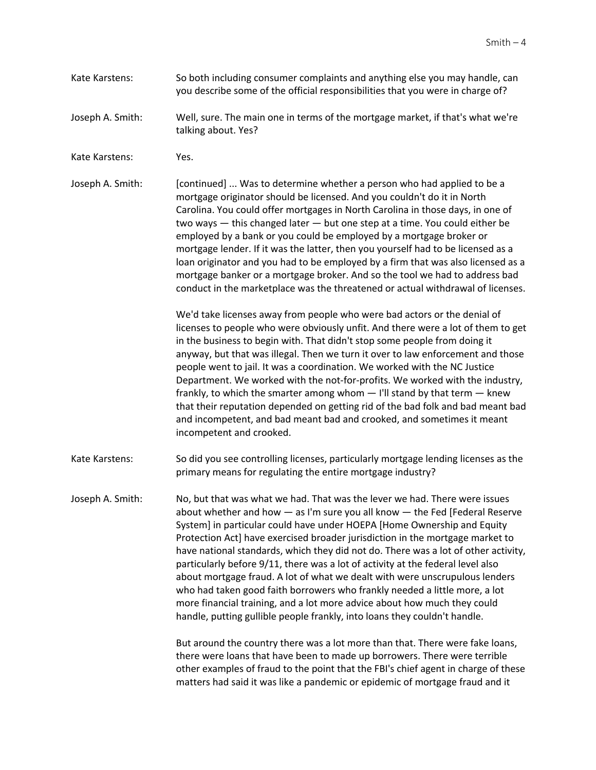Kate Karstens: So both including consumer complaints and anything else you may handle, can you describe some of the official responsibilities that you were in charge of?

Joseph A. Smith: Well, sure. The main one in terms of the mortgage market, if that's what we're talking about. Yes?

Kate Karstens: Yes.

Joseph A. Smith: [continued] ... Was to determine whether a person who had applied to be a mortgage originator should be licensed. And you couldn't do it in North Carolina. You could offer mortgages in North Carolina in those days, in one of two ways — this changed later — but one step at a time. You could either be employed by a bank or you could be employed by a mortgage broker or mortgage lender. If it was the latter, then you yourself had to be licensed as a loan originator and you had to be employed by a firm that was also licensed as a mortgage banker or a mortgage broker. And so the tool we had to address bad conduct in the marketplace was the threatened or actual withdrawal of licenses.

We'd take licenses away from people who were bad actors or the denial of licenses to people who were obviously unfit. And there were a lot of them to get in the business to begin with. That didn't stop some people from doing it anyway, but that was illegal. Then we turn it over to law enforcement and those people went to jail. It was a coordination. We worked with the NC Justice Department. We worked with the not-for-profits. We worked with the industry, frankly, to which the smarter among whom — I'll stand by that term — knew that their reputation depended on getting rid of the bad folk and bad meant bad and incompetent, and bad meant bad and crooked, and sometimes it meant incompetent and crooked.

Kate Karstens: So did you see controlling licenses, particularly mortgage lending licenses as the primary means for regulating the entire mortgage industry?

Joseph A. Smith: No, but that was what we had. That was the lever we had. There were issues about whether and how — as I'm sure you all know — the Fed [Federal Reserve System] in particular could have under HOEPA [Home Ownership and Equity Protection Act] have exercised broader jurisdiction in the mortgage market to have national standards, which they did not do. There was a lot of other activity, particularly before 9/11, there was a lot of activity at the federal level also about mortgage fraud. A lot of what we dealt with were unscrupulous lenders who had taken good faith borrowers who frankly needed a little more, a lot more financial training, and a lot more advice about how much they could handle, putting gullible people frankly, into loans they couldn't handle.

But around the country there was a lot more than that. There were fake loans, there were loans that have been to made up borrowers. There were terrible other examples of fraud to the point that the FBI's chief agent in charge of these matters had said it was like a pandemic or epidemic of mortgage fraud and it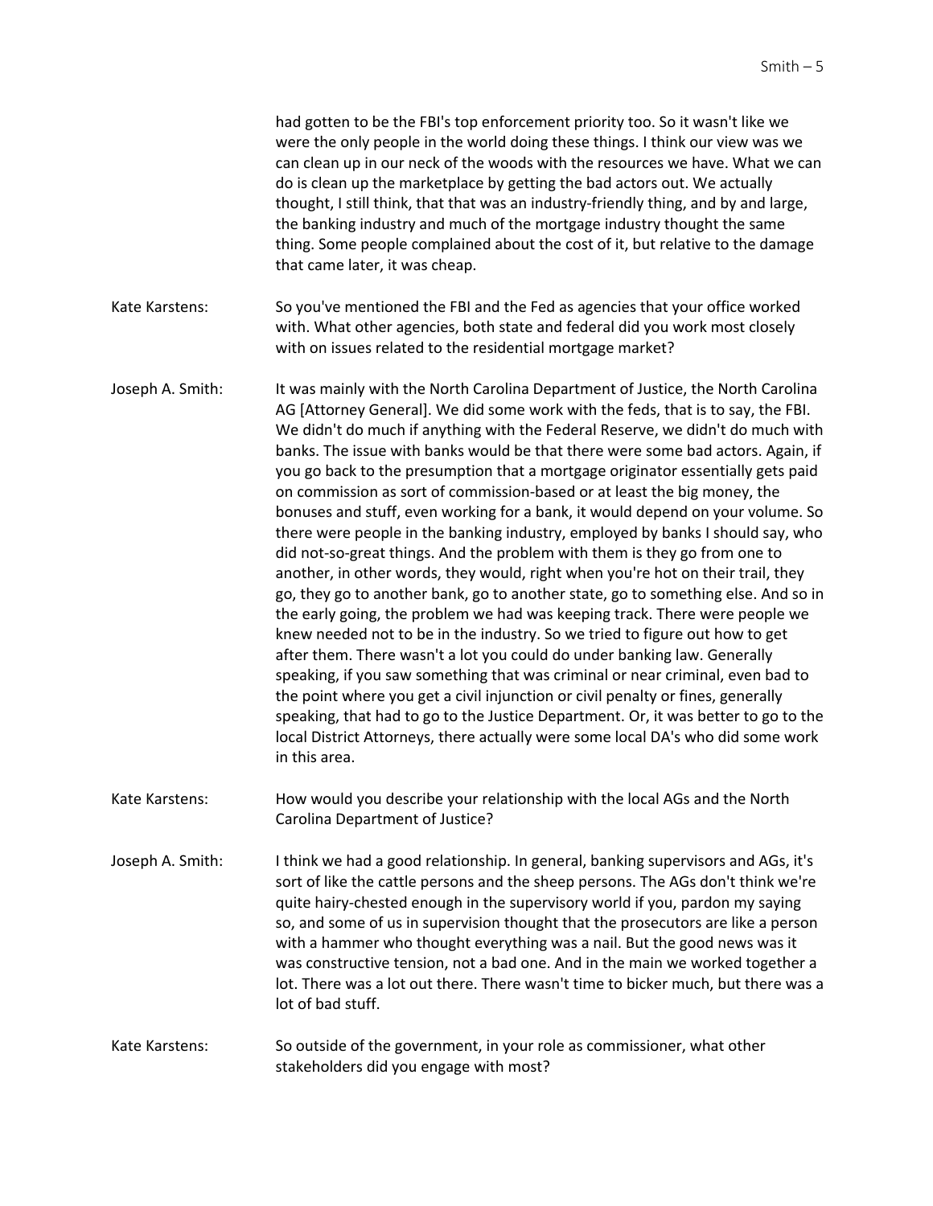had gotten to be the FBI's top enforcement priority too. So it wasn't like we were the only people in the world doing these things. I think our view was we can clean up in our neck of the woods with the resources we have. What we can do is clean up the marketplace by getting the bad actors out. We actually thought, I still think, that that was an industry-friendly thing, and by and large, the banking industry and much of the mortgage industry thought the same thing. Some people complained about the cost of it, but relative to the damage that came later, it was cheap.

**Kate Karstens:** So you've mentioned the FBI and the Fed as agencies that your office worked with. What other agencies, both state and federal did you work most closely with on issues related to the residential mortgage market?

**Joseph A. Smith:** It was mainly with the North Carolina Department of Justice, the North Carolina AG [Attorney General]. We did some work with the feds, that is to say, the FBI. We didn't do much if anything with the Federal Reserve, we didn't do much with banks. The issue with banks would be that there were some bad actors. Again, if you go back to the presumption that a mortgage originator essentially gets paid on commission as sort of commission-based or at least the big money, the bonuses and stuff, even working for a bank, it would depend on your volume. So there were people in the banking industry, employed by banks I should say, who did not-so-great things. And the problem with them is they go from one to another, in other words, they would, right when you're hot on their trail, they go, they go to another bank, go to another state, go to something else. And so in the early going, the problem we had was keeping track. There were people we knew needed not to be in the industry. So we tried to figure out how to get after them. There wasn't a lot you could do under banking law. Generally speaking, if you saw something that was criminal or near criminal, even bad to the point where you get a civil injunction or civil penalty or fines, generally speaking, that had to go to the Justice Department. Or, it was better to go to the local District Attorneys, there actually were some local DA's who did some work in this area.

**Kate Karstens:** How would you describe your relationship with the local AGs and the North Carolina Department of Justice?

**Joseph A. Smith:** I think we had a good relationship. In general, banking supervisors and AGs, it's sort of like the cattle persons and the sheep persons. The AGs don't think we're quite hairy-chested enough in the supervisory world if you, pardon my saying so, and some of us in supervision thought that the prosecutors are like a person with a hammer who thought everything was a nail. But the good news was it was constructive tension, not a bad one. And in the main we worked together a lot. There was a lot out there. There wasn't time to bicker much, but there was a lot of bad stuff.

**Kate Karstens:** So outside of the government, in your role as commissioner, what other stakeholders did you engage with most?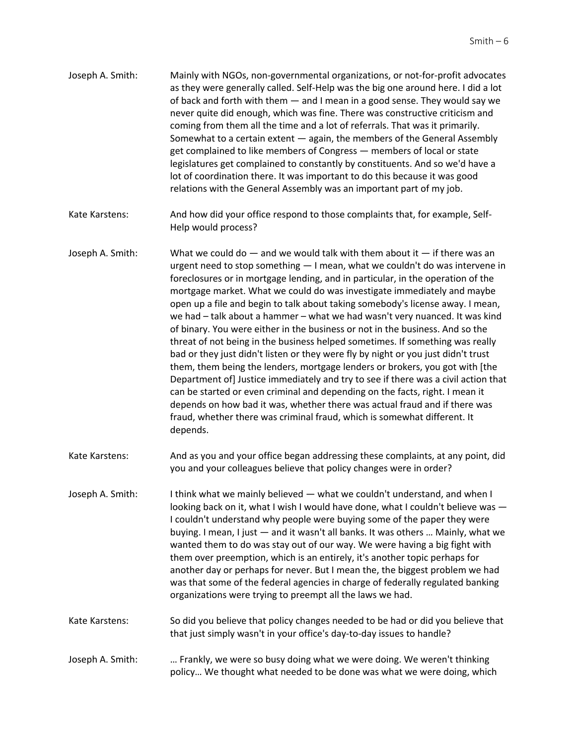Joseph A. Smith: Mainly with NGOs, non-governmental organizations, or not-for-profit advocates as they were generally called. Self-Help was the big one around here. I did a lot of back and forth with them — and I mean in a good sense. They would say we never quite did enough, which was fine. There was constructive criticism and coming from them all the time and a lot of referrals. That was it primarily. Somewhat to a certain extent — again, the members of the General Assembly get complained to like members of Congress — members of local or state legislatures get complained to constantly by constituents. And so we'd have a lot of coordination there. It was important to do this because it was good relations with the General Assembly was an important part of my job.

Kate Karstens: And how did your office respond to those complaints that, for example, Self-Help would process?

Joseph A. Smith: What we could do — and we would talk with them about it — if there was an urgent need to stop something — I mean, what we couldn't do was intervene in foreclosures or in mortgage lending, and in particular, in the operation of the mortgage market. What we could do was investigate immediately and maybe open up a file and begin to talk about taking somebody's license away. I mean, we had – talk about a hammer – what we had wasn't very nuanced. It was kind of binary. You were either in the business or not in the business. And so the threat of not being in the business helped sometimes. If something was really bad or they just didn't listen or they were fly by night or you just didn't trust them, them being the lenders, mortgage lenders or brokers, you got with [the Department of] Justice immediately and try to see if there was a civil action that can be started or even criminal and depending on the facts, right. I mean it depends on how bad it was, whether there was actual fraud and if there was fraud, whether there was criminal fraud, which is somewhat different. It depends.

Kate Karstens: And as you and your office began addressing these complaints, at any point, did you and your colleagues believe that policy changes were in order?

Joseph A. Smith: I think what we mainly believed — what we couldn't understand, and when I looking back on it, what I wish I would have done, what I couldn't believe was — I couldn't understand why people were buying some of the paper they were buying. I mean, I just — and it wasn't all banks. It was others … Mainly, what we wanted them to do was stay out of our way. We were having a big fight with them over preemption, which is an entirely, it's another topic perhaps for another day or perhaps for never. But I mean the, the biggest problem we had was that some of the federal agencies in charge of federally regulated banking organizations were trying to preempt all the laws we had.

Kate Karstens: So did you believe that policy changes needed to be had or did you believe that that just simply wasn't in your office's day-to-day issues to handle?

Joseph A. Smith: … Frankly, we were so busy doing what we were doing. We weren't thinking policy… We thought what needed to be done was what we were doing, which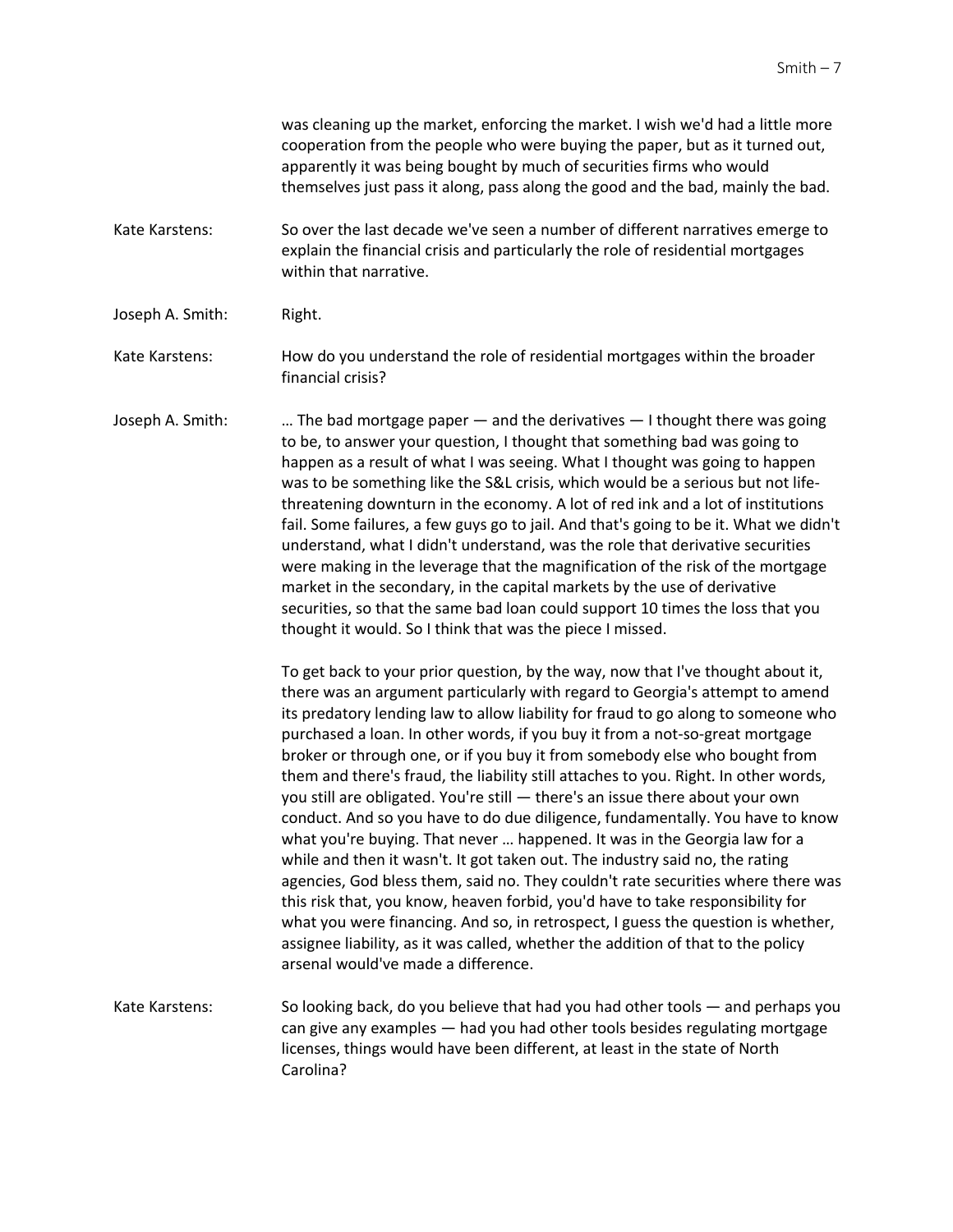was cleaning up the market, enforcing the market. I wish we'd had a little more cooperation from the people who were buying the paper, but as it turned out, apparently it was being bought by much of securities firms who would themselves just pass it along, pass along the good and the bad, mainly the bad.

**Kate Karstens:** So over the last decade we've seen a number of different narratives emerge to explain the financial crisis and particularly the role of residential mortgages within that narrative.

**Joseph A. Smith:** Right.

**Kate Karstens:** How do you understand the role of residential mortgages within the broader financial crisis?

**Joseph A. Smith:** … The bad mortgage paper — and the derivatives — I thought there was going to be, to answer your question, I thought that something bad was going to happen as a result of what I was seeing. What I thought was going to happen was to be something like the S&L crisis, which would be a serious but not life-threatening downturn in the economy. A lot of red ink and a lot of institutions fail. Some failures, a few guys go to jail. And that's going to be it. What we didn't understand, what I didn't understand, was the role that derivative securities were making in the leverage that the magnification of the risk of the mortgage market in the secondary, in the capital markets by the use of derivative securities, so that the same bad loan could support 10 times the loss that you thought it would. So I think that was the piece I missed.

To get back to your prior question, by the way, now that I've thought about it, there was an argument particularly with regard to Georgia's attempt to amend its predatory lending law to allow liability for fraud to go along to someone who purchased a loan. In other words, if you buy it from a not-so-great mortgage broker or through one, or if you buy it from somebody else who bought from them and there's fraud, the liability still attaches to you. Right. In other words, you still are obligated. You're still — there's an issue there about your own conduct. And so you have to do due diligence, fundamentally. You have to know what you're buying. That never … happened. It was in the Georgia law for a while and then it wasn't. It got taken out. The industry said no, the rating agencies, God bless them, said no. They couldn't rate securities where there was this risk that, you know, heaven forbid, you'd have to take responsibility for what you were financing. And so, in retrospect, I guess the question is whether, assignee liability, as it was called, whether the addition of that to the policy arsenal would've made a difference.

**Kate Karstens:** So looking back, do you believe that had you had other tools — and perhaps you can give any examples — had you had other tools besides regulating mortgage licenses, things would have been different, at least in the state of North Carolina?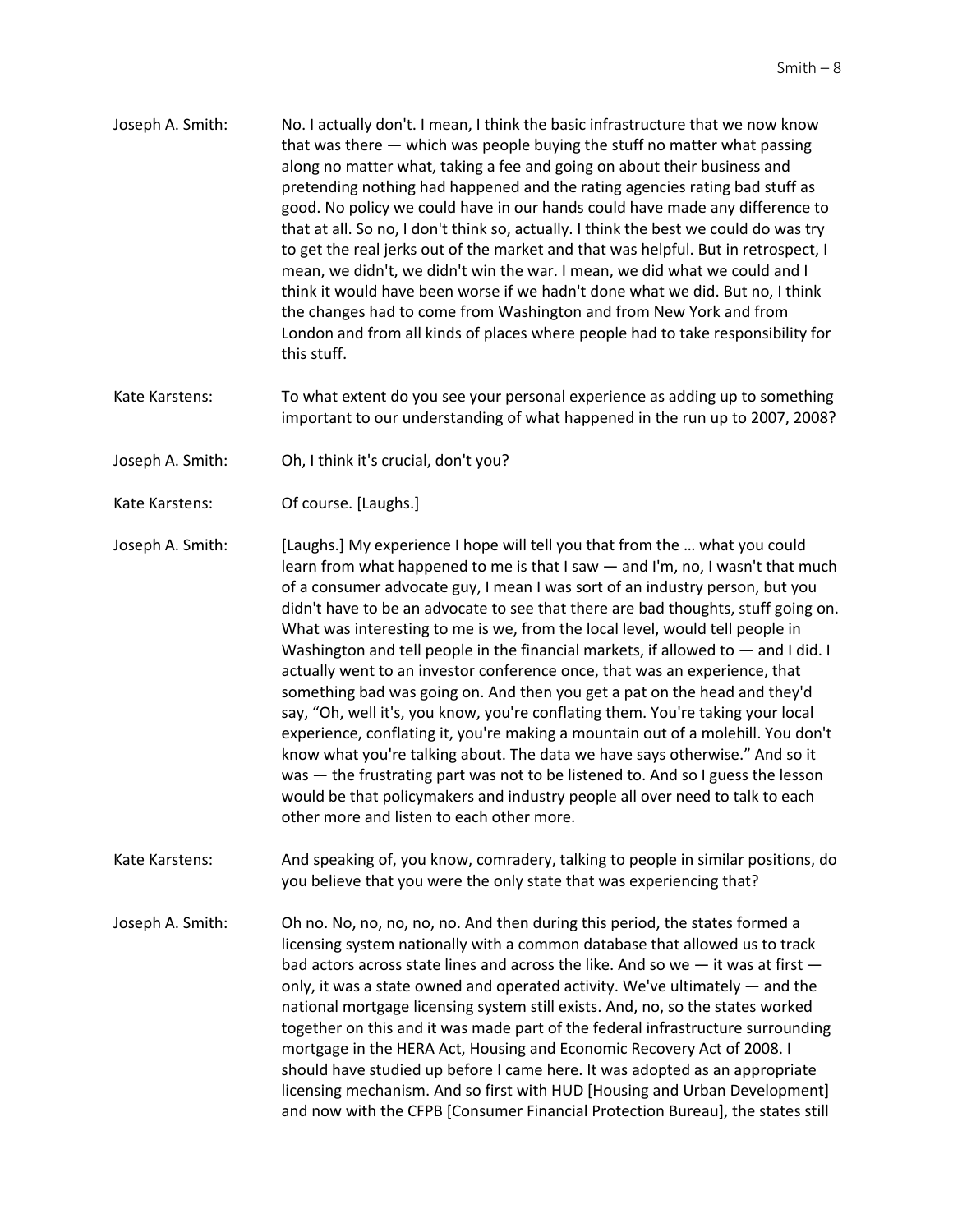Joseph A. Smith: No. I actually don't. I mean, I think the basic infrastructure that we now know that was there — which was people buying the stuff no matter what passing along no matter what, taking a fee and going on about their business and pretending nothing had happened and the rating agencies rating bad stuff as good. No policy we could have in our hands could have made any difference to that at all. So no, I don't think so, actually. I think the best we could do was try to get the real jerks out of the market and that was helpful. But in retrospect, I mean, we didn't, we didn't win the war. I mean, we did what we could and I think it would have been worse if we hadn't done what we did. But no, I think the changes had to come from Washington and from New York and from London and from all kinds of places where people had to take responsibility for this stuff.

Kate Karstens: To what extent do you see your personal experience as adding up to something important to our understanding of what happened in the run up to 2007, 2008?

Joseph A. Smith: Oh, I think it's crucial, don't you?

Kate Karstens: Of course. [Laughs.]

Joseph A. Smith: [Laughs.] My experience I hope will tell you that from the … what you could learn from what happened to me is that I saw — and I'm, no, I wasn't that much of a consumer advocate guy, I mean I was sort of an industry person, but you didn't have to be an advocate to see that there are bad thoughts, stuff going on. What was interesting to me is we, from the local level, would tell people in Washington and tell people in the financial markets, if allowed to — and I did. I actually went to an investor conference once, that was an experience, that something bad was going on. And then you get a pat on the head and they'd say, "Oh, well it's, you know, you're conflating them. You're taking your local experience, conflating it, you're making a mountain out of a molehill. You don't know what you're talking about. The data we have says otherwise." And so it was — the frustrating part was not to be listened to. And so I guess the lesson would be that policymakers and industry people all over need to talk to each other more and listen to each other more.

Kate Karstens: And speaking of, you know, comradery, talking to people in similar positions, do you believe that you were the only state that was experiencing that?

Joseph A. Smith: Oh no. No, no, no, no, no. And then during this period, the states formed a licensing system nationally with a common database that allowed us to track bad actors across state lines and across the like. And so we — it was at first — only, it was a state owned and operated activity. We've ultimately — and the national mortgage licensing system still exists. And, no, so the states worked together on this and it was made part of the federal infrastructure surrounding mortgage in the HERA Act, Housing and Economic Recovery Act of 2008. I should have studied up before I came here. It was adopted as an appropriate licensing mechanism. And so first with HUD [Housing and Urban Development] and now with the CFPB [Consumer Financial Protection Bureau], the states still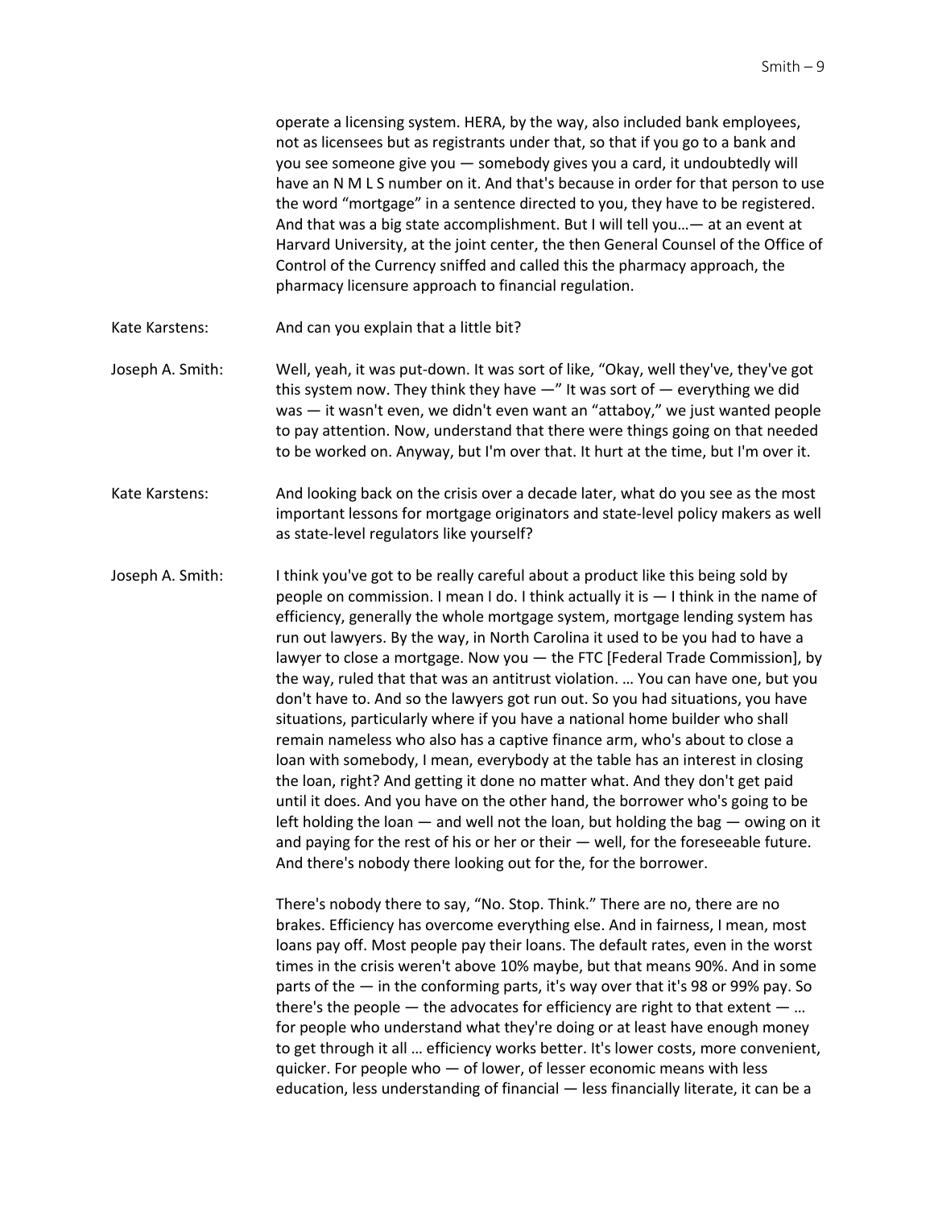operate a licensing system. HERA, by the way, also included bank employees, not as licensees but as registrants under that, so that if you go to a bank and you see someone give you — somebody gives you a card, it undoubtedly will have an N M L S number on it. And that's because in order for that person to use the word "mortgage" in a sentence directed to you, they have to be registered. And that was a big state accomplishment. But I will tell you…— at an event at Harvard University, at the joint center, the then General Counsel of the Office of Control of the Currency sniffed and called this the pharmacy approach, the pharmacy licensure approach to financial regulation.

Kate Karstens: And can you explain that a little bit?

Joseph A. Smith: Well, yeah, it was put-down. It was sort of like, "Okay, well they've, they've got this system now. They think they have —" It was sort of — everything we did was — it wasn't even, we didn't even want an "attaboy," we just wanted people to pay attention. Now, understand that there were things going on that needed to be worked on. Anyway, but I'm over that. It hurt at the time, but I'm over it.

Kate Karstens: And looking back on the crisis over a decade later, what do you see as the most important lessons for mortgage originators and state-level policy makers as well as state-level regulators like yourself?

Joseph A. Smith: I think you've got to be really careful about a product like this being sold by people on commission. I mean I do. I think actually it is — I think in the name of efficiency, generally the whole mortgage system, mortgage lending system has run out lawyers. By the way, in North Carolina it used to be you had to have a lawyer to close a mortgage. Now you — the FTC [Federal Trade Commission], by the way, ruled that that was an antitrust violation. … You can have one, but you don't have to. And so the lawyers got run out. So you had situations, you have situations, particularly where if you have a national home builder who shall remain nameless who also has a captive finance arm, who's about to close a loan with somebody, I mean, everybody at the table has an interest in closing the loan, right? And getting it done no matter what. And they don't get paid until it does. And you have on the other hand, the borrower who's going to be left holding the loan — and well not the loan, but holding the bag — owing on it and paying for the rest of his or her or their — well, for the foreseeable future. And there's nobody there looking out for the, for the borrower.

There's nobody there to say, "No. Stop. Think." There are no, there are no brakes. Efficiency has overcome everything else. And in fairness, I mean, most loans pay off. Most people pay their loans. The default rates, even in the worst times in the crisis weren't above 10% maybe, but that means 90%. And in some parts of the — in the conforming parts, it's way over that it's 98 or 99% pay. So there's the people — the advocates for efficiency are right to that extent — … for people who understand what they're doing or at least have enough money to get through it all … efficiency works better. It's lower costs, more convenient, quicker. For people who — of lower, of lesser economic means with less education, less understanding of financial — less financially literate, it can be a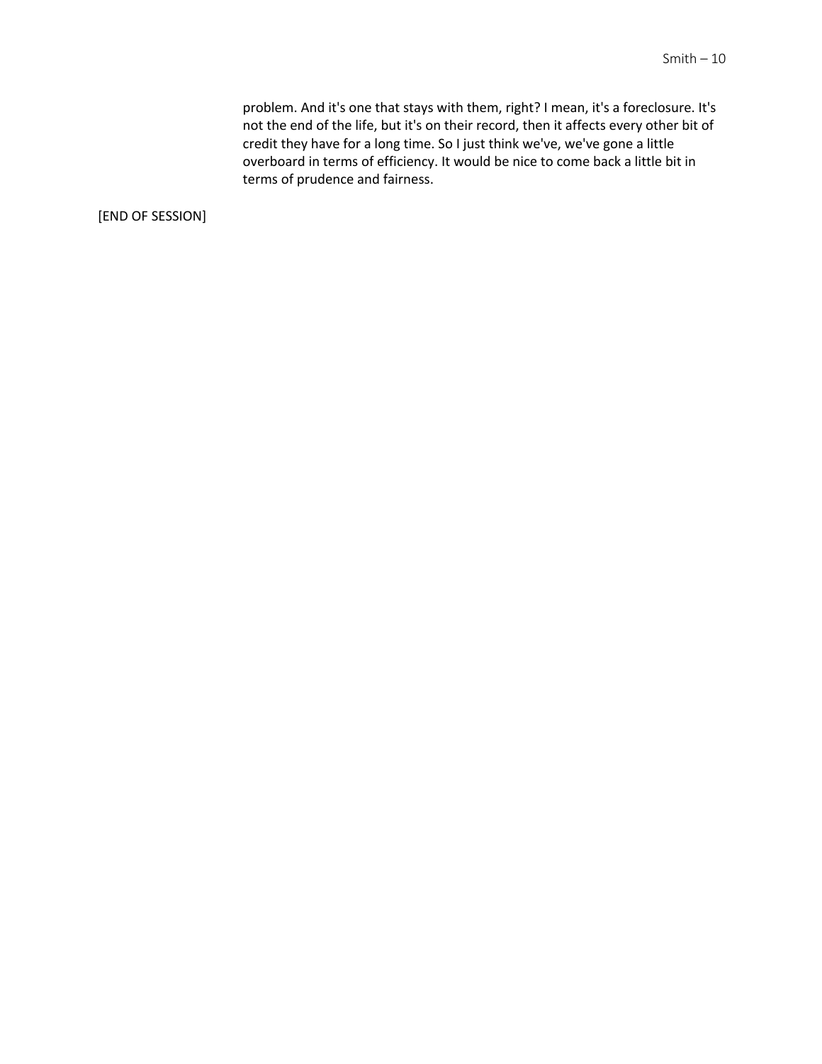problem. And it's one that stays with them, right? I mean, it's a foreclosure. It's not the end of the life, but it's on their record, then it affects every other bit of credit they have for a long time. So I just think we've, we've gone a little overboard in terms of efficiency. It would be nice to come back a little bit in terms of prudence and fairness.

[END OF SESSION]